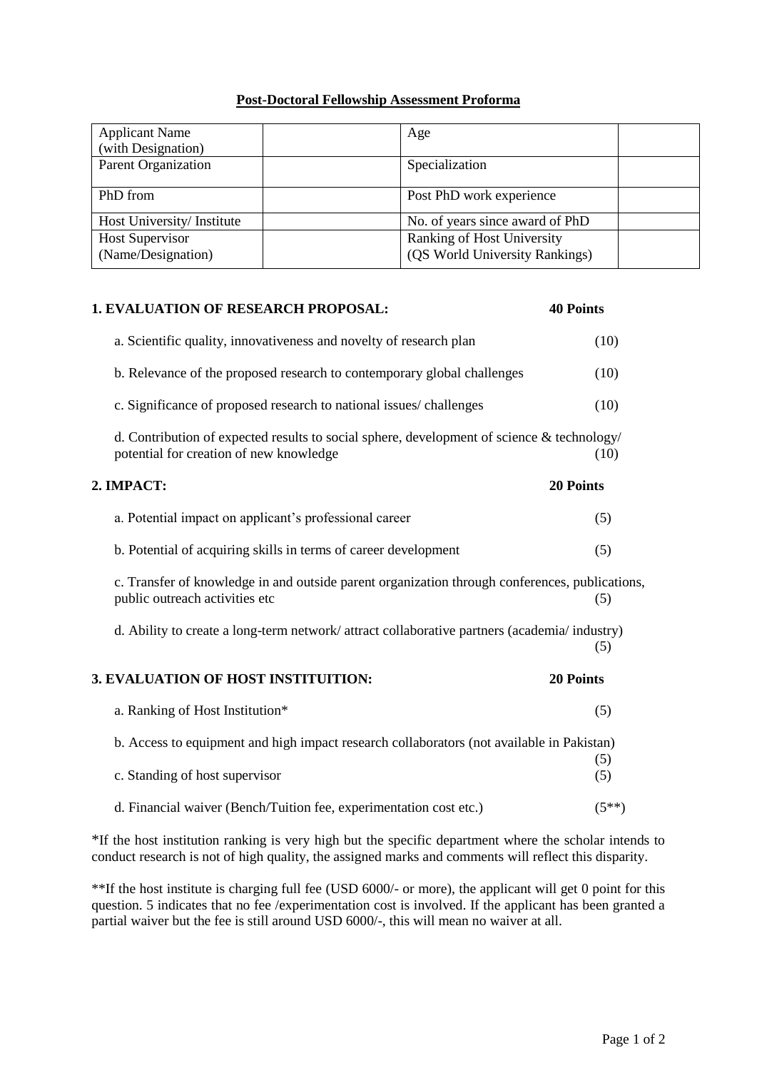**Post-Doctoral Fellowship Assessment Proforma**

| Applicant Name (with Designation) | | Age | |
|---|---|---|---|
| Parent Organization | | Specialization | |
| PhD from | | Post PhD work experience | |
| Host University/ Institute | | No. of years since award of PhD | |
| Host Supervisor (Name/Designation) | | Ranking of Host University (QS World University Rankings) | |

**1. EVALUATION OF RESEARCH PROPOSAL: 40 Points**

a. Scientific quality, innovativeness and novelty of research plan (10)

b. Relevance of the proposed research to contemporary global challenges (10)

c. Significance of proposed research to national issues/ challenges (10)

d. Contribution of expected results to social sphere, development of science & technology/ potential for creation of new knowledge (10)

**2. IMPACT: 20 Points**

a. Potential impact on applicant's professional career (5)

b. Potential of acquiring skills in terms of career development (5)

c. Transfer of knowledge in and outside parent organization through conferences, publications, public outreach activities etc (5)

d. Ability to create a long-term network/ attract collaborative partners (academia/ industry) (5)

**3. EVALUATION OF HOST INSTITUITION: 20 Points**

a. Ranking of Host Institution* (5)

b. Access to equipment and high impact research collaborators (not available in Pakistan) (5)

c. Standing of host supervisor (5)

d. Financial waiver (Bench/Tuition fee, experimentation cost etc.) (5**)

*If the host institution ranking is very high but the specific department where the scholar intends to conduct research is not of high quality, the assigned marks and comments will reflect this disparity.

**If the host institute is charging full fee (USD 6000/- or more), the applicant will get 0 point for this question. 5 indicates that no fee /experimentation cost is involved. If the applicant has been granted a partial waiver but the fee is still around USD 6000/-, this will mean no waiver at all.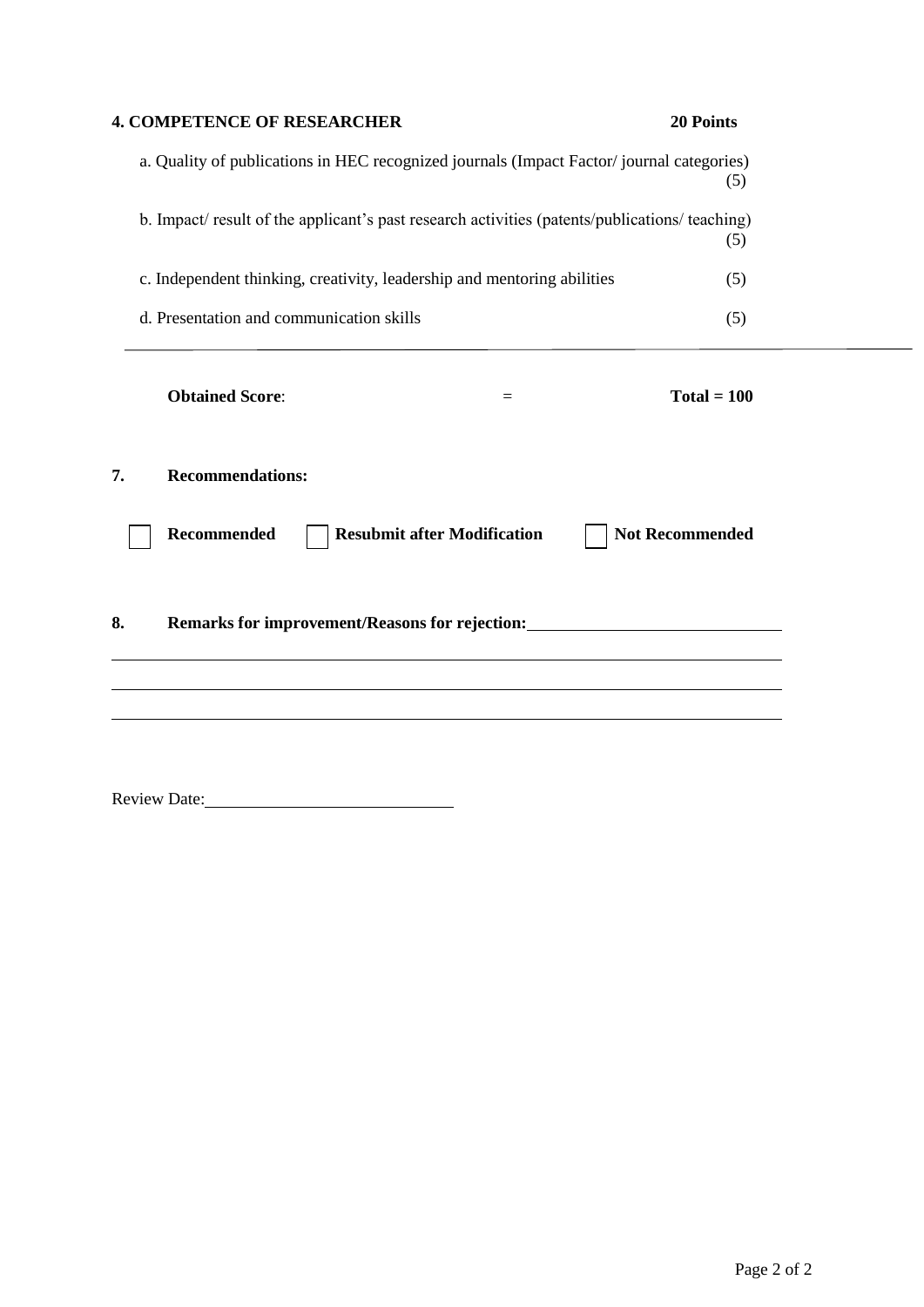**4. COMPETENCE OF RESEARCHER** **20 Points**

a. Quality of publications in HEC recognized journals (Impact Factor/ journal categories) (5)

b. Impact/ result of the applicant's past research activities (patents/publications/ teaching) (5)

c. Independent thinking, creativity, leadership and mentoring abilities (5)

d. Presentation and communication skills (5)

---

**Obtained Score**: = **Total = 100**

**7. Recommendations:**

☐ **Recommended** ☐ **Resubmit after Modification** ☐ **Not Recommended**

**8. Remarks for improvement/Reasons for rejection:** ______________________________

_____________________________________________________________________________

_____________________________________________________________________________

_____________________________________________________________________________

Review Date: ______________________________